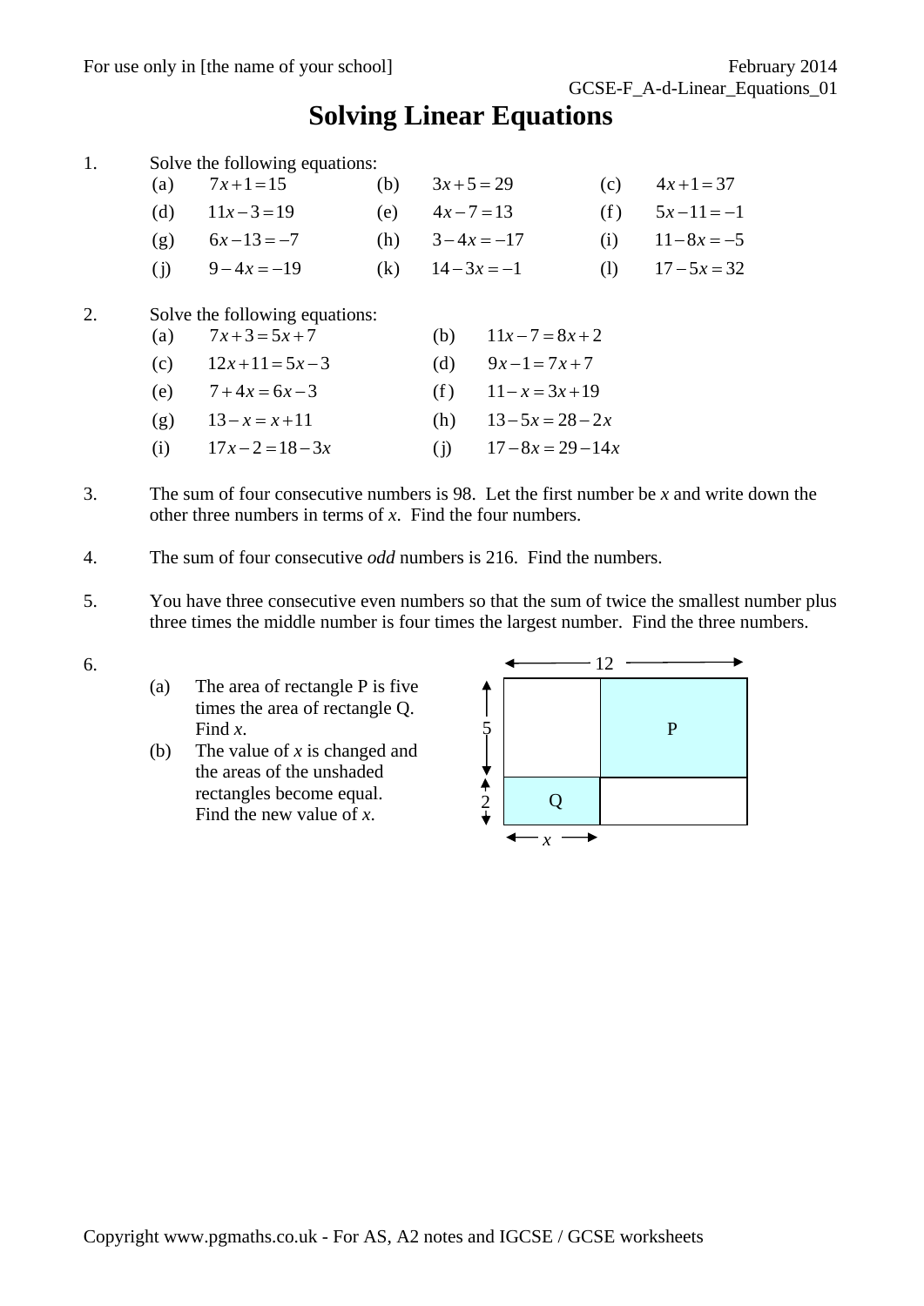# Solving Linear Equations

1. Solve the following equations:

| | | | | | |
|---|---|---|---|---|---|
| (a) | $7x+1=15$ | (b) | $3x+5=29$ | (c) | $4x+1=37$ |
| (d) | $11x-3=19$ | (e) | $4x-7=13$ | (f) | $5x-11=-1$ |
| (g) | $6x-13=-7$ | (h) | $3-4x=-17$ | (i) | $11-8x=-5$ |
| (j) | $9-4x=-19$ | (k) | $14-3x=-1$ | (l) | $17-5x=32$ |

2. Solve the following equations:

| | | | |
|---|---|---|---|
| (a) | $7x+3=5x+7$ | (b) | $11x-7=8x+2$ |
| (c) | $12x+11=5x-3$ | (d) | $9x-1=7x+7$ |
| (e) | $7+4x=6x-3$ | (f) | $11-x=3x+19$ |
| (g) | $13-x=x+11$ | (h) | $13-5x=28-2x$ |
| (i) | $17x-2=18-3x$ | (j) | $17-8x=29-14x$ |

3. The sum of four consecutive numbers is 98. Let the first number be $x$ and write down the other three numbers in terms of $x$. Find the four numbers.

4. The sum of four consecutive *odd* numbers is 216. Find the numbers.

5. You have three consecutive even numbers so that the sum of twice the smallest number plus three times the middle number is four times the largest number. Find the three numbers.

6.
   (a) The area of rectangle P is five times the area of rectangle Q. Find $x$.
   
   (b) The value of $x$ is changed and the areas of the unshaded rectangles become equal. Find the new value of $x$.

   [Diagram: a rectangle of width 12 and height 5 + 2, divided at horizontal distance $x$ from the left; P is the top-right rectangle (height 5), Q is the bottom-left rectangle (height 2, width $x$).]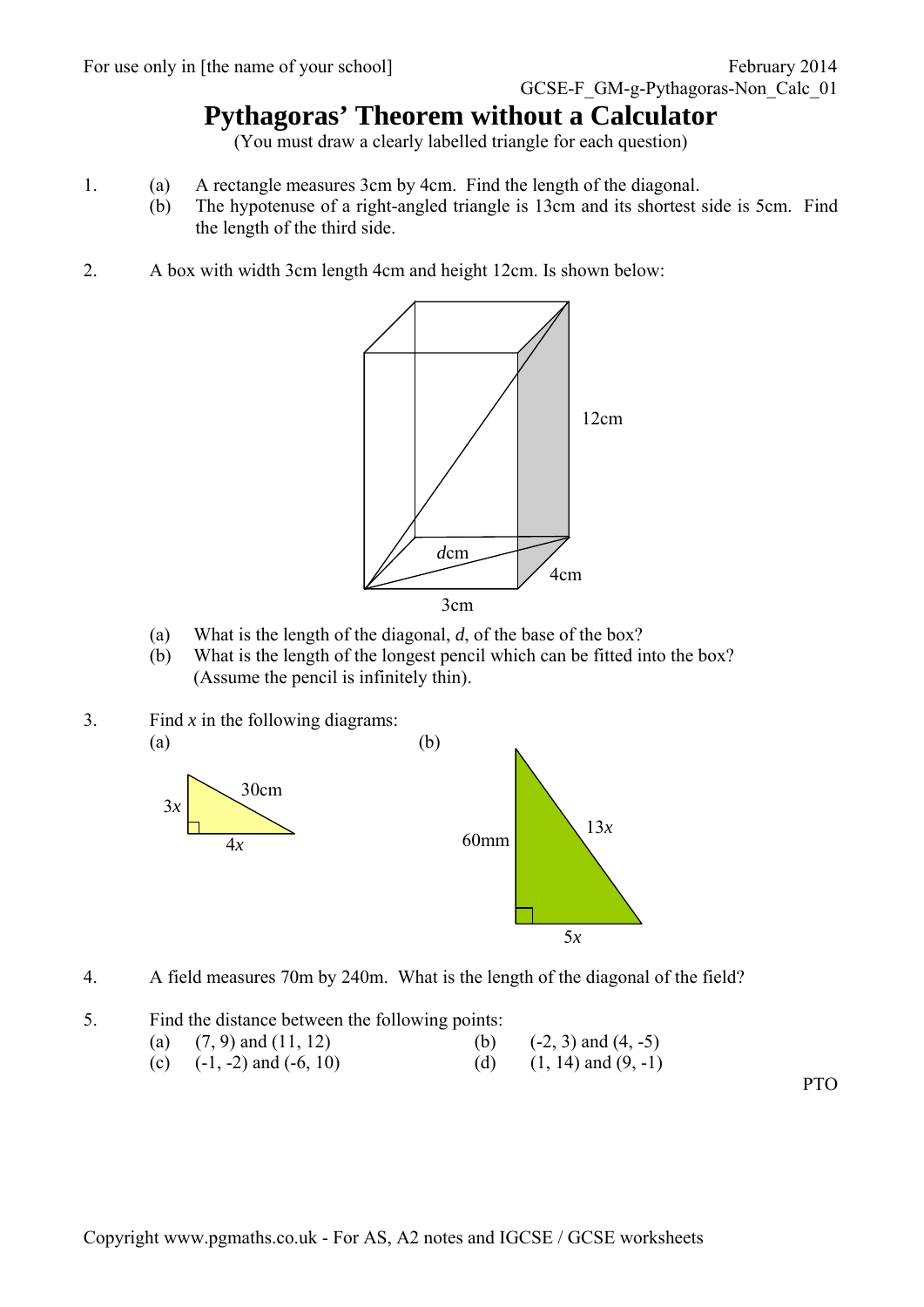# Pythagoras' Theorem without a Calculator

(You must draw a clearly labelled triangle for each question)

1. (a) A rectangle measures 3cm by 4cm. Find the length of the diagonal.
   (b) The hypotenuse of a right-angled triangle is 13cm and its shortest side is 5cm. Find the length of the third side.

2. A box with width 3cm length 4cm and height 12cm. Is shown below:

   12cm

   *d*cm

   4cm

   3cm

   (a) What is the length of the diagonal, *d*, of the base of the box?
   (b) What is the length of the longest pencil which can be fitted into the box? (Assume the pencil is infinitely thin).

3. Find $x$ in the following diagrams:

   (a)

   $3x$, 30cm, $4x$

   (b)

   60mm, $13x$, $5x$

4. A field measures 70m by 240m. What is the length of the diagonal of the field?

5. Find the distance between the following points:
   (a) (7, 9) and (11, 12)
   (b) (-2, 3) and (4, -5)
   (c) (-1, -2) and (-6, 10)
   (d) (1, 14) and (9, -1)

PTO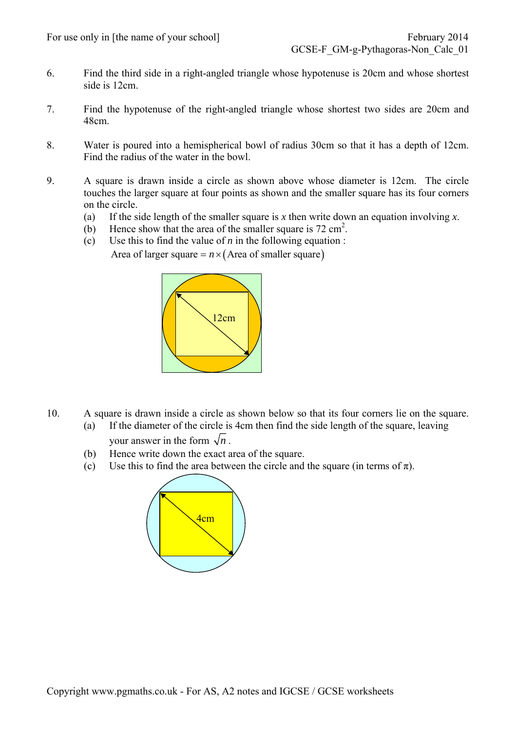6. Find the third side in a right-angled triangle whose hypotenuse is 20cm and whose shortest side is 12cm.

7. Find the hypotenuse of the right-angled triangle whose shortest two sides are 20cm and 48cm.

8. Water is poured into a hemispherical bowl of radius 30cm so that it has a depth of 12cm. Find the radius of the water in the bowl.

9. A square is drawn inside a circle as shown above whose diameter is 12cm. The circle touches the larger square at four points as shown and the smaller square has its four corners on the circle.
   (a) If the side length of the smaller square is $x$ then write down an equation involving $x$.
   (b) Hence show that the area of the smaller square is 72 $\text{cm}^2$.
   (c) Use this to find the value of $n$ in the following equation :
   Area of larger square $= n \times \left(\text{Area of smaller square}\right)$

   12cm

10. A square is drawn inside a circle as shown below so that its four corners lie on the square.
    (a) If the diameter of the circle is 4cm then find the side length of the square, leaving your answer in the form $\sqrt{n}$ .
    (b) Hence write down the exact area of the square.
    (c) Use this to find the area between the circle and the square (in terms of π).

    4cm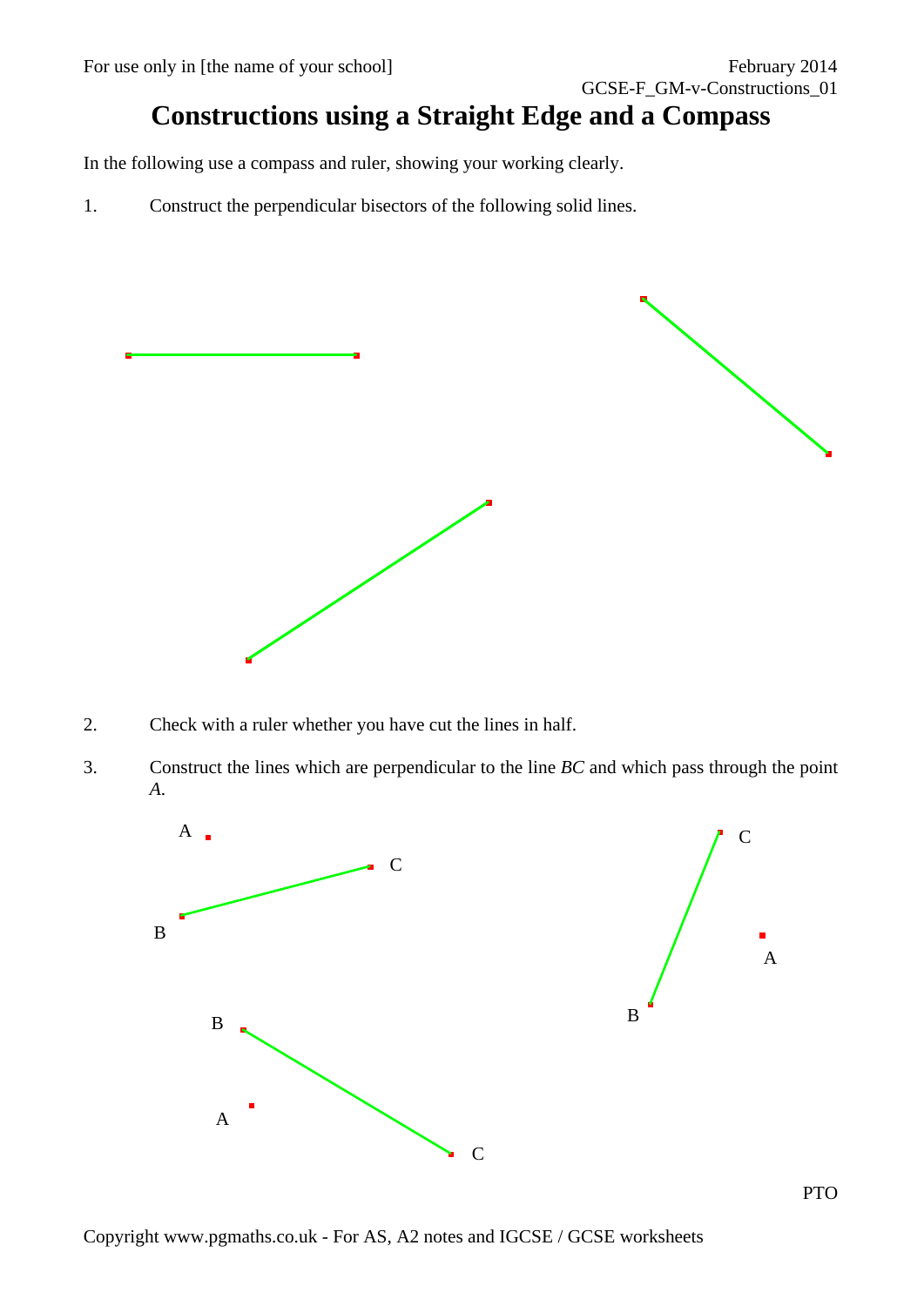# Constructions using a Straight Edge and a Compass

In the following use a compass and ruler, showing your working clearly.

1. Construct the perpendicular bisectors of the following solid lines.

2. Check with a ruler whether you have cut the lines in half.

3. Construct the lines which are perpendicular to the line $BC$ and which pass through the point $A$.

A

C

B

C

A

B

B

A

C

PTO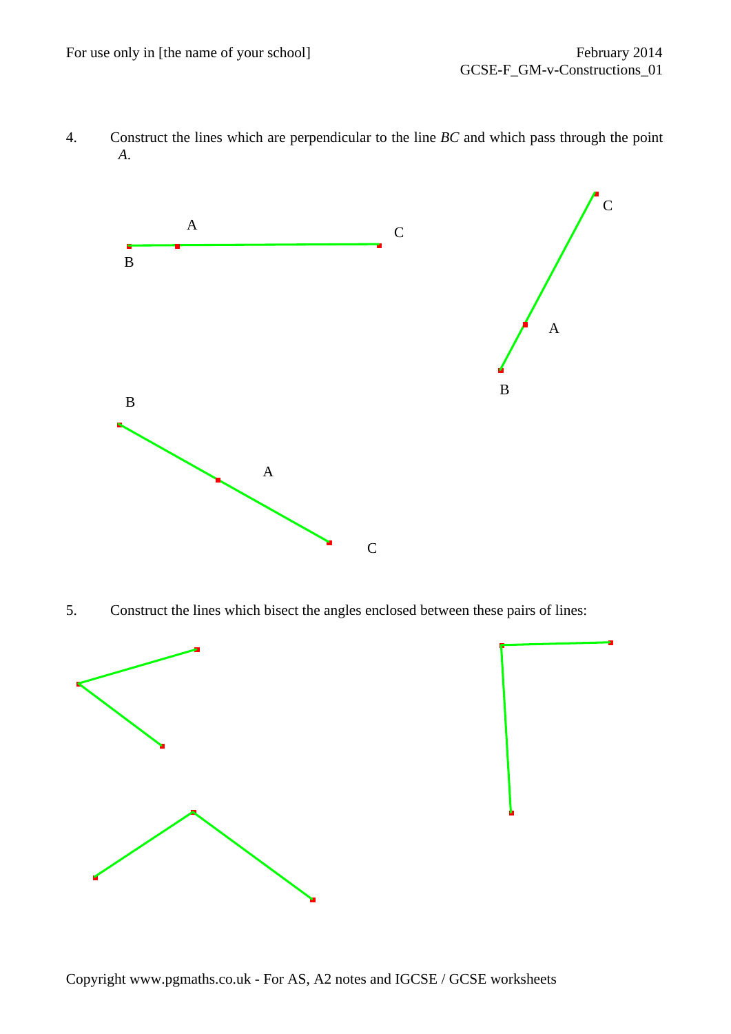4. Construct the lines which are perpendicular to the line *BC* and which pass through the point *A*.

A

C

B

C

A

B

B

A

C

5. Construct the lines which bisect the angles enclosed between these pairs of lines: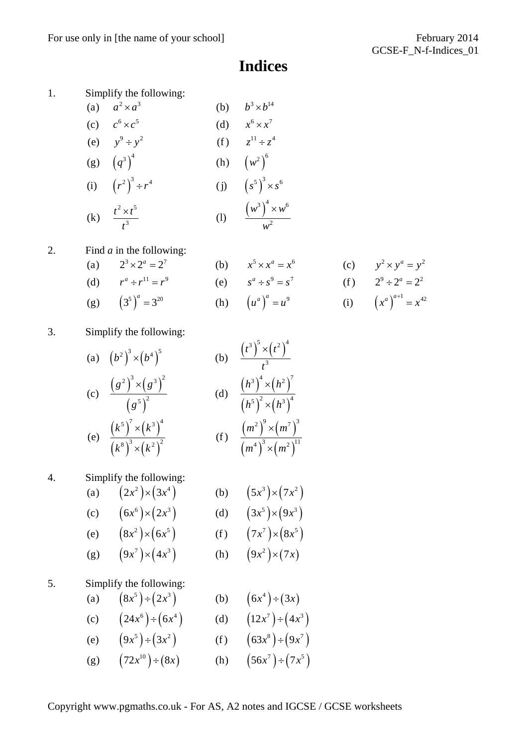# Indices

1. Simplify the following:

(a) $a^2 \times a^3$  (b) $b^3 \times b^{14}$

(c) $c^6 \times c^5$  (d) $x^6 \times x^7$

(e) $y^9 \div y^2$  (f) $z^{11} \div z^4$

(g) $\left(q^3\right)^4$  (h) $\left(w^2\right)^6$

(i) $\left(r^2\right)^3 \div r^4$  (j) $\left(s^5\right)^3 \times s^6$

(k) $\dfrac{t^2 \times t^5}{t^3}$  (l) $\dfrac{\left(w^3\right)^4 \times w^6}{w^2}$

2. Find $a$ in the following:

(a) $2^3 \times 2^a = 2^7$  (b) $x^5 \times x^a = x^6$  (c) $y^2 \times y^a = y^2$

(d) $r^a \div r^{11} = r^9$  (e) $s^a \div s^9 = s^7$  (f) $2^9 \div 2^a = 2^2$

(g) $\left(3^5\right)^a = 3^{20}$  (h) $\left(u^a\right)^a = u^9$  (i) $\left(x^a\right)^{a+1} = x^{42}$

3. Simplify the following:

(a) $\left(b^2\right)^3 \times \left(b^4\right)^5$  (b) $\dfrac{\left(t^3\right)^5 \times \left(t^2\right)^4}{t^3}$

(c) $\dfrac{\left(g^2\right)^3 \times \left(g^3\right)^2}{\left(g^5\right)^2}$  (d) $\dfrac{\left(h^3\right)^4 \times \left(h^2\right)^7}{\left(h^5\right)^2 \times \left(h^3\right)^4}$

(e) $\dfrac{\left(k^5\right)^7 \times \left(k^3\right)^4}{\left(k^8\right)^3 \times \left(k^2\right)^2}$  (f) $\dfrac{\left(m^2\right)^9 \times \left(m^7\right)^3}{\left(m^4\right)^3 \times \left(m^2\right)^{11}}$

4. Simplify the following:

(a) $\left(2x^2\right) \times \left(3x^4\right)$  (b) $\left(5x^3\right) \times \left(7x^2\right)$

(c) $\left(6x^6\right) \times \left(2x^3\right)$  (d) $\left(3x^5\right) \times \left(9x^3\right)$

(e) $\left(8x^2\right) \times \left(6x^5\right)$  (f) $\left(7x^7\right) \times \left(8x^5\right)$

(g) $\left(9x^7\right) \times \left(4x^3\right)$  (h) $\left(9x^2\right) \times \left(7x\right)$

5. Simplify the following:

(a) $\left(8x^5\right) \div \left(2x^3\right)$  (b) $\left(6x^4\right) \div \left(3x\right)$

(c) $\left(24x^6\right) \div \left(6x^4\right)$  (d) $\left(12x^7\right) \div \left(4x^3\right)$

(e) $\left(9x^5\right) \div \left(3x^2\right)$  (f) $\left(63x^8\right) \div \left(9x^7\right)$

(g) $\left(72x^{10}\right) \div \left(8x\right)$  (h) $\left(56x^7\right) \div \left(7x^5\right)$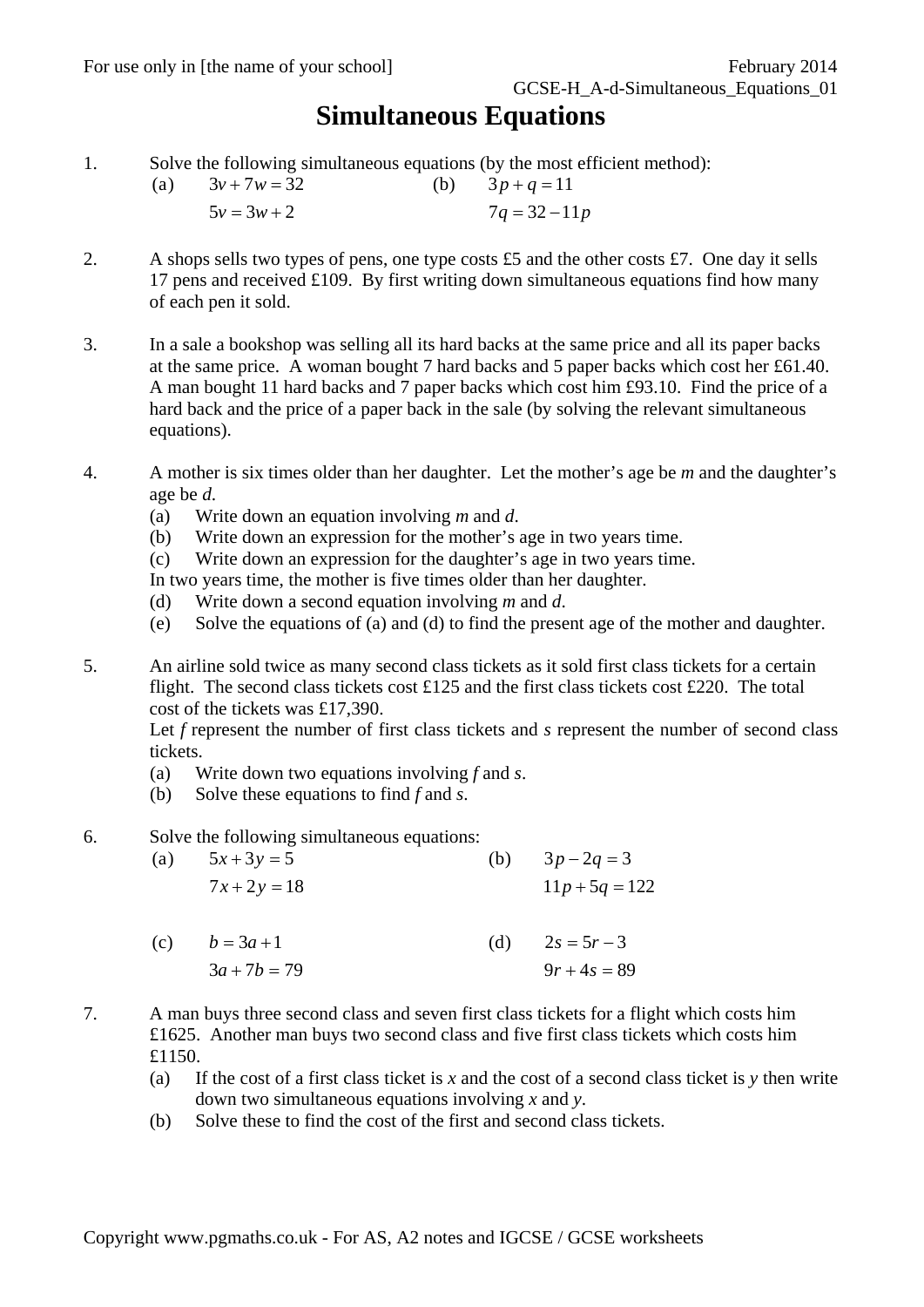# Simultaneous Equations

1. Solve the following simultaneous equations (by the most efficient method):

   (a) $3v + 7w = 32$
   $5v = 3w + 2$

   (b) $3p + q = 11$
   $7q = 32 - 11p$

2. A shops sells two types of pens, one type costs £5 and the other costs £7. One day it sells 17 pens and received £109. By first writing down simultaneous equations find how many of each pen it sold.

3. In a sale a bookshop was selling all its hard backs at the same price and all its paper backs at the same price. A woman bought 7 hard backs and 5 paper backs which cost her £61.40. A man bought 11 hard backs and 7 paper backs which cost him £93.10. Find the price of a hard back and the price of a paper back in the sale (by solving the relevant simultaneous equations).

4. A mother is six times older than her daughter. Let the mother's age be $m$ and the daughter's age be $d$.
   (a) Write down an equation involving $m$ and $d$.
   (b) Write down an expression for the mother's age in two years time.
   (c) Write down an expression for the daughter's age in two years time.

   In two years time, the mother is five times older than her daughter.
   (d) Write down a second equation involving $m$ and $d$.
   (e) Solve the equations of (a) and (d) to find the present age of the mother and daughter.

5. An airline sold twice as many second class tickets as it sold first class tickets for a certain flight. The second class tickets cost £125 and the first class tickets cost £220. The total cost of the tickets was £17,390.
   Let $f$ represent the number of first class tickets and $s$ represent the number of second class tickets.
   (a) Write down two equations involving $f$ and $s$.
   (b) Solve these equations to find $f$ and $s$.

6. Solve the following simultaneous equations:

   (a) $5x + 3y = 5$
   $7x + 2y = 18$

   (b) $3p - 2q = 3$
   $11p + 5q = 122$

   (c) $b = 3a + 1$
   $3a + 7b = 79$

   (d) $2s = 5r - 3$
   $9r + 4s = 89$

7. A man buys three second class and seven first class tickets for a flight which costs him £1625. Another man buys two second class and five first class tickets which costs him £1150.
   (a) If the cost of a first class ticket is $x$ and the cost of a second class ticket is $y$ then write down two simultaneous equations involving $x$ and $y$.
   (b) Solve these to find the cost of the first and second class tickets.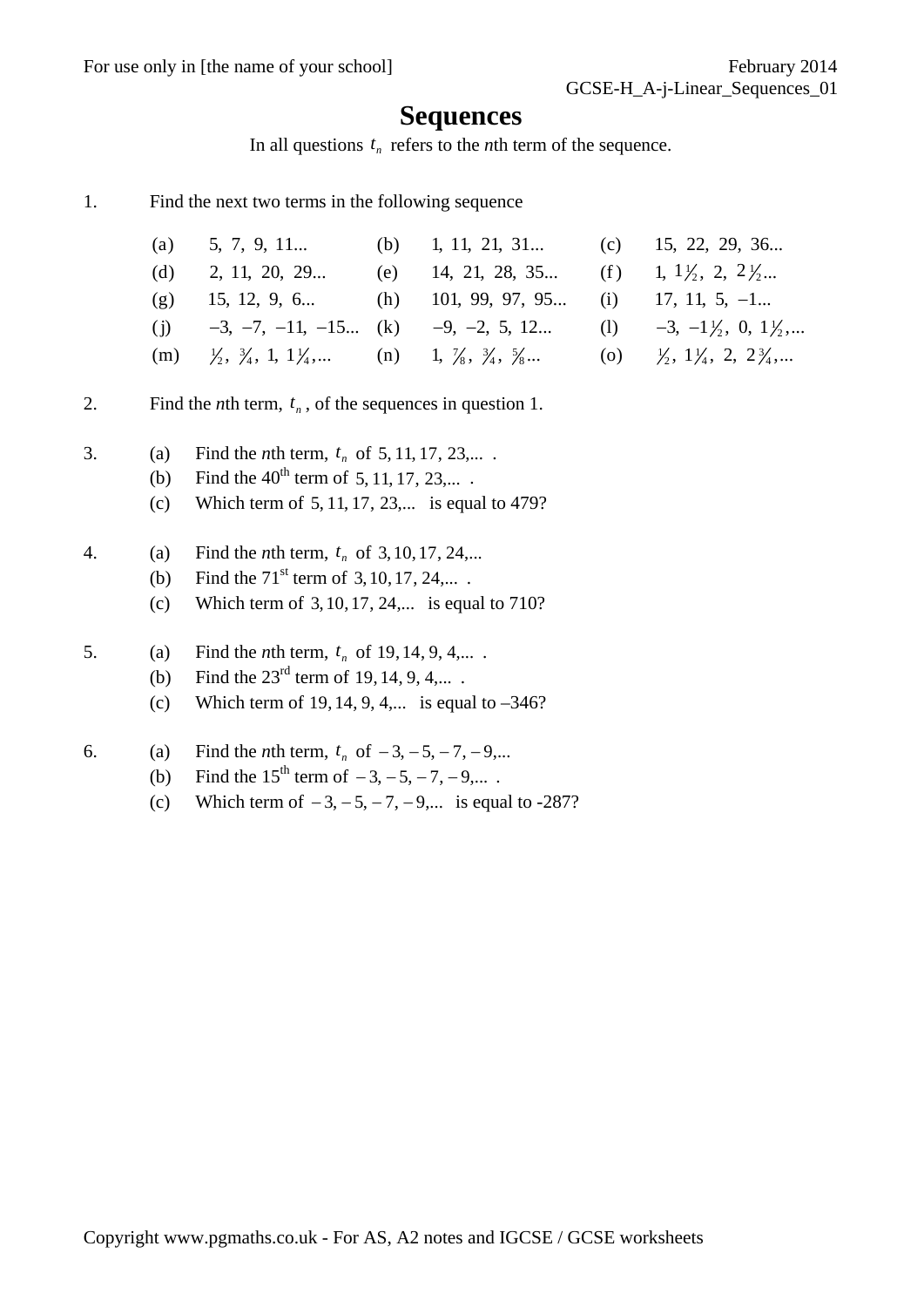# Sequences

In all questions $t_n$ refers to the *n*th term of the sequence.

1. Find the next two terms in the following sequence

| | | | | | |
|---|---|---|---|---|---|
| (a) | $5, 7, 9, 11...$ | (b) | $1, 11, 21, 31...$ | (c) | $15, 22, 29, 36...$ |
| (d) | $2, 11, 20, 29...$ | (e) | $14, 21, 28, 35...$ | (f) | $1, 1\frac{1}{2}, 2, 2\frac{1}{2}...$ |
| (g) | $15, 12, 9, 6...$ | (h) | $101, 99, 97, 95...$ | (i) | $17, 11, 5, -1...$ |
| (j) | $-3, -7, -11, -15...$ | (k) | $-9, -2, 5, 12...$ | (l) | $-3, -1\frac{1}{2}, 0, 1\frac{1}{2},...$ |
| (m) | $\frac{1}{2}, \frac{3}{4}, 1, 1\frac{1}{4},...$ | (n) | $1, \frac{7}{8}, \frac{3}{4}, \frac{5}{8}...$ | (o) | $\frac{1}{2}, 1\frac{1}{4}, 2, 2\frac{3}{4},...$ |

2. Find the *n*th term, $t_n$, of the sequences in question 1.

3. (a) Find the *n*th term, $t_n$ of $5, 11, 17, 23,...$ .
   (b) Find the 40th term of $5, 11, 17, 23,...$ .
   (c) Which term of $5, 11, 17, 23,...$ is equal to 479?

4. (a) Find the *n*th term, $t_n$ of $3, 10, 17, 24,...$
   (b) Find the 71st term of $3, 10, 17, 24,...$ .
   (c) Which term of $3, 10, 17, 24,...$ is equal to 710?

5. (a) Find the *n*th term, $t_n$ of $19, 14, 9, 4,...$ .
   (b) Find the 23rd term of $19, 14, 9, 4,...$ .
   (c) Which term of $19, 14, 9, 4,...$ is equal to $-346$?

6. (a) Find the *n*th term, $t_n$ of $-3, -5, -7, -9,...$
   (b) Find the 15th term of $-3, -5, -7, -9,...$ .
   (c) Which term of $-3, -5, -7, -9,...$ is equal to -287?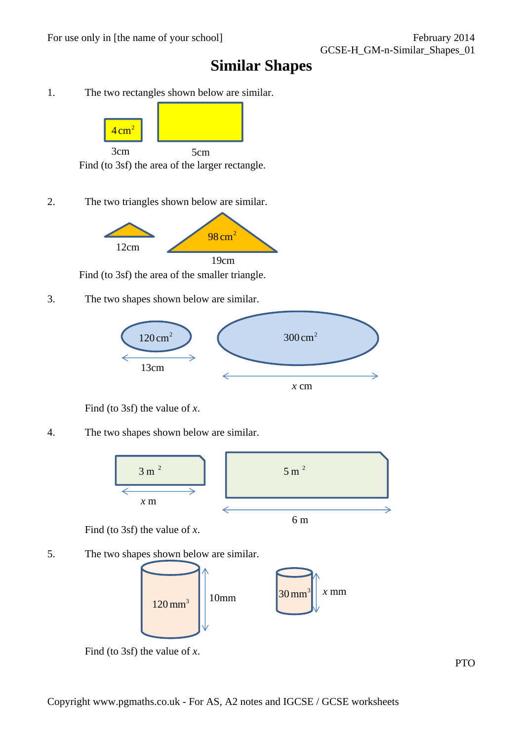# Similar Shapes

1. The two rectangles shown below are similar.

   $4\text{ cm}^2$

   3cm　　　　5cm

   Find (to 3sf) the area of the larger rectangle.

2. The two triangles shown below are similar.

   $98\text{ cm}^2$

   12cm　　　　19cm

   Find (to 3sf) the area of the smaller triangle.

3. The two shapes shown below are similar.

   $120\text{ cm}^2$　　　　$300\text{ cm}^2$

   13cm　　　　$x$ cm

   Find (to 3sf) the value of $x$.

4. The two shapes shown below are similar.

   $3\text{ m}^2$　　　　$5\text{ m}^2$

   $x$ m　　　　6 m

   Find (to 3sf) the value of $x$.

5. The two shapes shown below are similar.

   $120\text{ mm}^3$　10mm　　　　$30\text{ mm}^3$　$x$ mm

   Find (to 3sf) the value of $x$.

PTO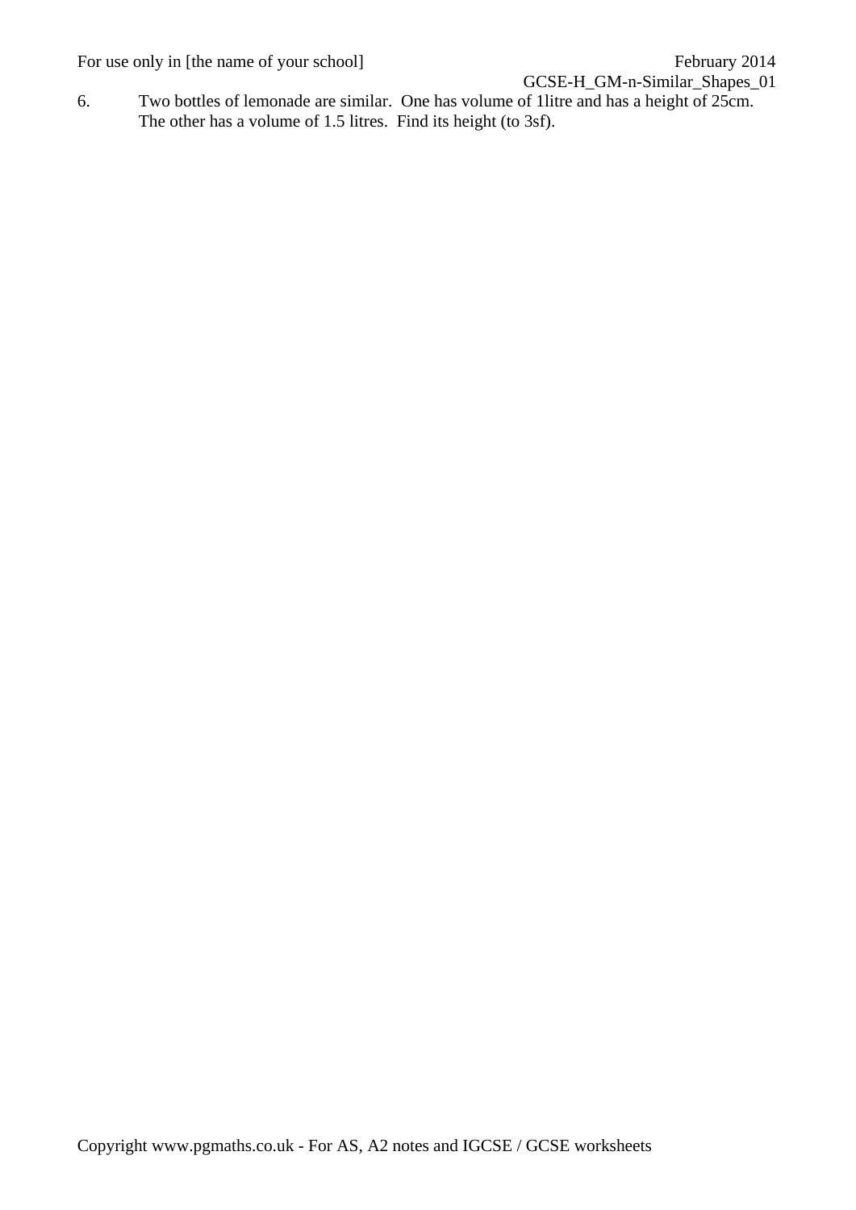6. Two bottles of lemonade are similar. One has volume of 1litre and has a height of 25cm. The other has a volume of 1.5 litres. Find its height (to 3sf).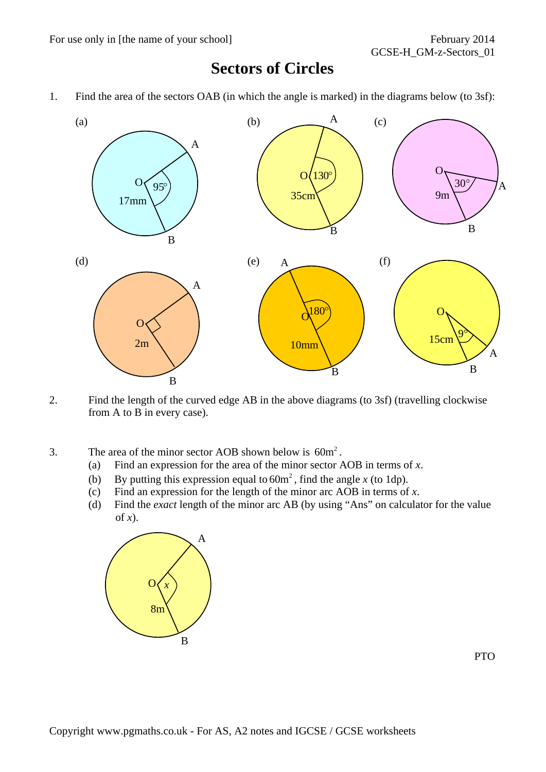# Sectors of Circles

1. Find the area of the sectors OAB (in which the angle is marked) in the diagrams below (to 3sf):

(a) O, 95°, 17mm, A, B

(b) O, 130°, 35cm, A, B

(c) O, 30°, 9m, A, B

(d) O, right angle, 2m, A, B

(e) O, 180°, 10mm, A, B

(f) O, 9°, 15cm, A, B

2. Find the length of the curved edge AB in the above diagrams (to 3sf) (travelling clockwise from A to B in every case).

3. The area of the minor sector AOB shown below is $60\text{m}^2$.
   - (a) Find an expression for the area of the minor sector AOB in terms of *x*.
   - (b) By putting this expression equal to $60\text{m}^2$, find the angle *x* (to 1dp).
   - (c) Find an expression for the length of the minor arc AOB in terms of *x*.
   - (d) Find the *exact* length of the minor arc AB (by using "Ans" on calculator for the value of *x*).

O, *x*, 8m, A, B

PTO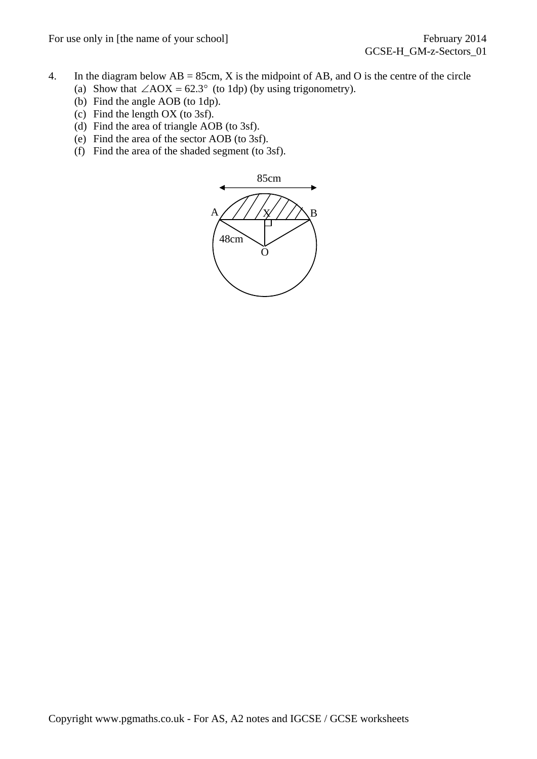4. In the diagram below AB = 85cm, X is the midpoint of AB, and O is the centre of the circle
   - (a) Show that $\angle AOX = 62.3°$ (to 1dp) (by using trigonometry).
   - (b) Find the angle AOB (to 1dp).
   - (c) Find the length OX (to 3sf).
   - (d) Find the area of triangle AOB (to 3sf).
   - (e) Find the area of the sector AOB (to 3sf).
   - (f) Find the area of the shaded segment (to 3sf).

85cm

A X B

48cm

O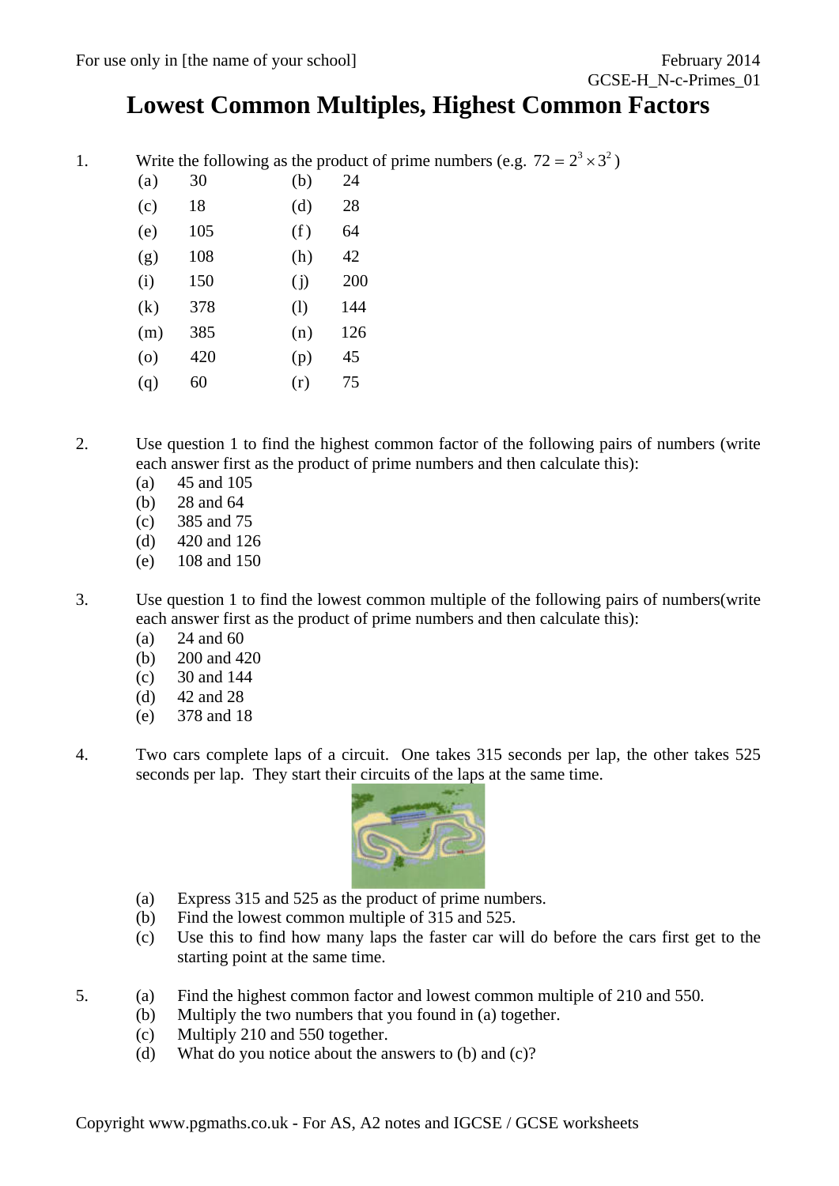# Lowest Common Multiples, Highest Common Factors

1. Write the following as the product of prime numbers (e.g. $72 = 2^3 \times 3^2$)

| | | | |
|---|---|---|---|
| (a) | 30 | (b) | 24 |
| (c) | 18 | (d) | 28 |
| (e) | 105 | (f) | 64 |
| (g) | 108 | (h) | 42 |
| (i) | 150 | (j) | 200 |
| (k) | 378 | (l) | 144 |
| (m) | 385 | (n) | 126 |
| (o) | 420 | (p) | 45 |
| (q) | 60 | (r) | 75 |

2. Use question 1 to find the highest common factor of the following pairs of numbers (write each answer first as the product of prime numbers and then calculate this):
   - (a) 45 and 105
   - (b) 28 and 64
   - (c) 385 and 75
   - (d) 420 and 126
   - (e) 108 and 150

3. Use question 1 to find the lowest common multiple of the following pairs of numbers(write each answer first as the product of prime numbers and then calculate this):
   - (a) 24 and 60
   - (b) 200 and 420
   - (c) 30 and 144
   - (d) 42 and 28
   - (e) 378 and 18

4. Two cars complete laps of a circuit. One takes 315 seconds per lap, the other takes 525 seconds per lap. They start their circuits of the laps at the same time.
   - (a) Express 315 and 525 as the product of prime numbers.
   - (b) Find the lowest common multiple of 315 and 525.
   - (c) Use this to find how many laps the faster car will do before the cars first get to the starting point at the same time.

5. 
   - (a) Find the highest common factor and lowest common multiple of 210 and 550.
   - (b) Multiply the two numbers that you found in (a) together.
   - (c) Multiply 210 and 550 together.
   - (d) What do you notice about the answers to (b) and (c)?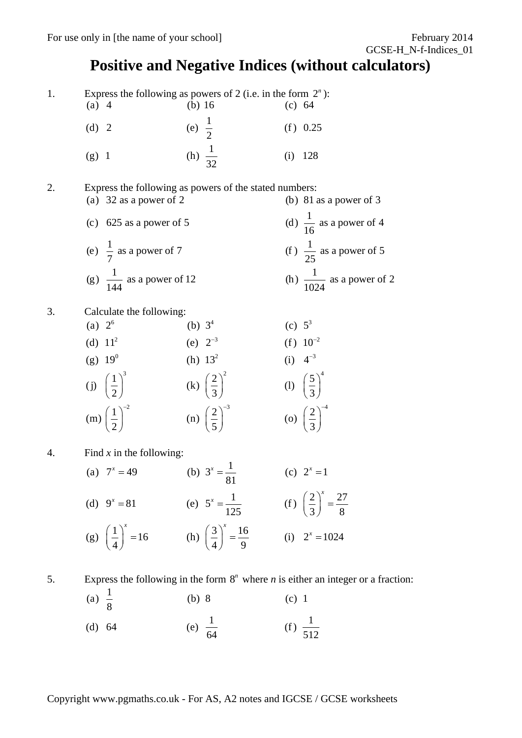# Positive and Negative Indices (without calculators)

1. Express the following as powers of 2 (i.e. in the form $2^n$):

(a) 4 (b) 16 (c) 64

(d) 2 (e) $\frac{1}{2}$ (f) 0.25

(g) 1 (h) $\frac{1}{32}$ (i) 128

2. Express the following as powers of the stated numbers:

(a) 32 as a power of 2 (b) 81 as a power of 3

(c) 625 as a power of 5 (d) $\frac{1}{16}$ as a power of 4

(e) $\frac{1}{7}$ as a power of 7 (f) $\frac{1}{25}$ as a power of 5

(g) $\frac{1}{144}$ as a power of 12 (h) $\frac{1}{1024}$ as a power of 2

3. Calculate the following:

(a) $2^6$ (b) $3^4$ (c) $5^3$

(d) $11^2$ (e) $2^{-3}$ (f) $10^{-2}$

(g) $19^0$ (h) $13^2$ (i) $4^{-3}$

(j) $\left(\frac{1}{2}\right)^3$ (k) $\left(\frac{2}{3}\right)^2$ (l) $\left(\frac{5}{3}\right)^4$

(m) $\left(\frac{1}{2}\right)^{-2}$ (n) $\left(\frac{2}{5}\right)^{-3}$ (o) $\left(\frac{2}{3}\right)^{-4}$

4. Find *x* in the following:

(a) $7^x = 49$ (b) $3^x = \frac{1}{81}$ (c) $2^x = 1$

(d) $9^x = 81$ (e) $5^x = \frac{1}{125}$ (f) $\left(\frac{2}{3}\right)^x = \frac{27}{8}$

(g) $\left(\frac{1}{4}\right)^x = 16$ (h) $\left(\frac{3}{4}\right)^x = \frac{16}{9}$ (i) $2^x = 1024$

5. Express the following in the form $8^n$ where *n* is either an integer or a fraction:

(a) $\frac{1}{8}$ (b) 8 (c) 1

(d) 64 (e) $\frac{1}{64}$ (f) $\frac{1}{512}$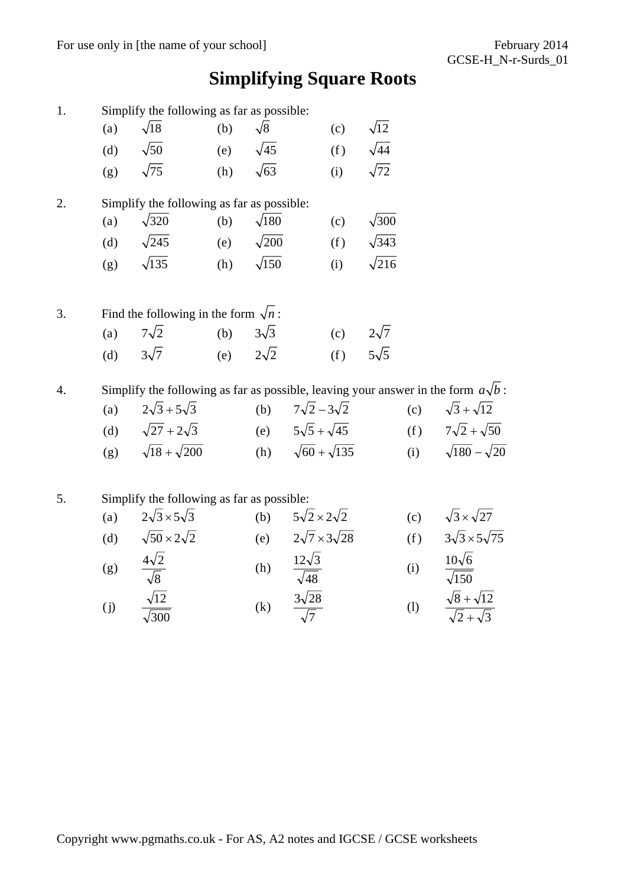# Simplifying Square Roots

1. Simplify the following as far as possible:

   (a) $\sqrt{18}$ (b) $\sqrt{8}$ (c) $\sqrt{12}$

   (d) $\sqrt{50}$ (e) $\sqrt{45}$ (f) $\sqrt{44}$

   (g) $\sqrt{75}$ (h) $\sqrt{63}$ (i) $\sqrt{72}$

2. Simplify the following as far as possible:

   (a) $\sqrt{320}$ (b) $\sqrt{180}$ (c) $\sqrt{300}$

   (d) $\sqrt{245}$ (e) $\sqrt{200}$ (f) $\sqrt{343}$

   (g) $\sqrt{135}$ (h) $\sqrt{150}$ (i) $\sqrt{216}$

3. Find the following in the form $\sqrt{n}$:

   (a) $7\sqrt{2}$ (b) $3\sqrt{3}$ (c) $2\sqrt{7}$

   (d) $3\sqrt{7}$ (e) $2\sqrt{2}$ (f) $5\sqrt{5}$

4. Simplify the following as far as possible, leaving your answer in the form $a\sqrt{b}$:

   (a) $2\sqrt{3}+5\sqrt{3}$ (b) $7\sqrt{2}-3\sqrt{2}$ (c) $\sqrt{3}+\sqrt{12}$

   (d) $\sqrt{27}+2\sqrt{3}$ (e) $5\sqrt{5}+\sqrt{45}$ (f) $7\sqrt{2}+\sqrt{50}$

   (g) $\sqrt{18}+\sqrt{200}$ (h) $\sqrt{60}+\sqrt{135}$ (i) $\sqrt{180}-\sqrt{20}$

5. Simplify the following as far as possible:

   (a) $2\sqrt{3}\times 5\sqrt{3}$ (b) $5\sqrt{2}\times 2\sqrt{2}$ (c) $\sqrt{3}\times\sqrt{27}$

   (d) $\sqrt{50}\times 2\sqrt{2}$ (e) $2\sqrt{7}\times 3\sqrt{28}$ (f) $3\sqrt{3}\times 5\sqrt{75}$

   (g) $\dfrac{4\sqrt{2}}{\sqrt{8}}$ (h) $\dfrac{12\sqrt{3}}{\sqrt{48}}$ (i) $\dfrac{10\sqrt{6}}{\sqrt{150}}$

   (j) $\dfrac{\sqrt{12}}{\sqrt{300}}$ (k) $\dfrac{3\sqrt{28}}{\sqrt{7}}$ (l) $\dfrac{\sqrt{8}+\sqrt{12}}{\sqrt{2}+\sqrt{3}}$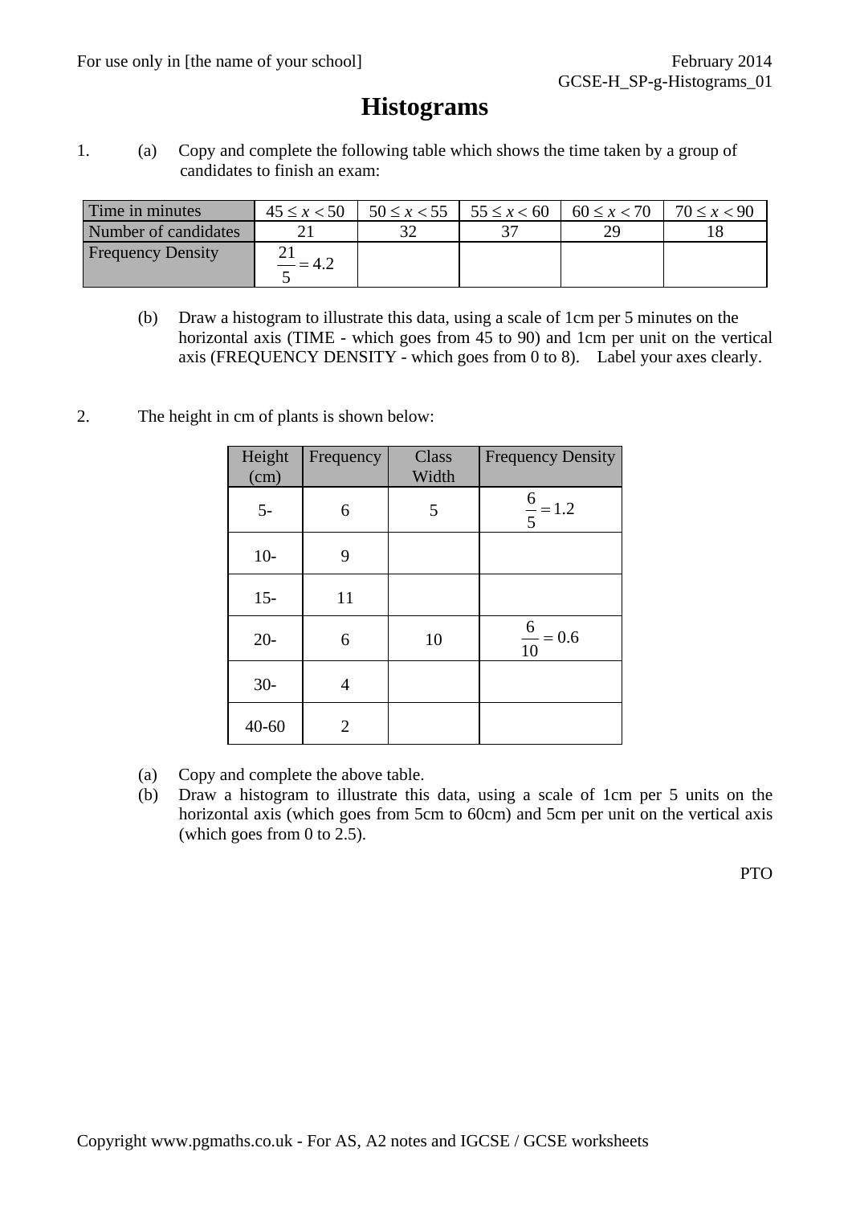# Histograms

1. (a) Copy and complete the following table which shows the time taken by a group of candidates to finish an exam:

| Time in minutes | $45 \le x < 50$ | $50 \le x < 55$ | $55 \le x < 60$ | $60 \le x < 70$ | $70 \le x < 90$ |
|---|---|---|---|---|---|
| Number of candidates | 21 | 32 | 37 | 29 | 18 |
| Frequency Density | $\frac{21}{5} = 4.2$ | | | | |

(b) Draw a histogram to illustrate this data, using a scale of 1cm per 5 minutes on the horizontal axis (TIME - which goes from 45 to 90) and 1cm per unit on the vertical axis (FREQUENCY DENSITY - which goes from 0 to 8). Label your axes clearly.

2. The height in cm of plants is shown below:

| Height (cm) | Frequency | Class Width | Frequency Density |
|---|---|---|---|
| 5- | 6 | 5 | $\frac{6}{5} = 1.2$ |
| 10- | 9 | | |
| 15- | 11 | | |
| 20- | 6 | 10 | $\frac{6}{10} = 0.6$ |
| 30- | 4 | | |
| 40-60 | 2 | | |

(a) Copy and complete the above table.

(b) Draw a histogram to illustrate this data, using a scale of 1cm per 5 units on the horizontal axis (which goes from 5cm to 60cm) and 5cm per unit on the vertical axis (which goes from 0 to 2.5).

PTO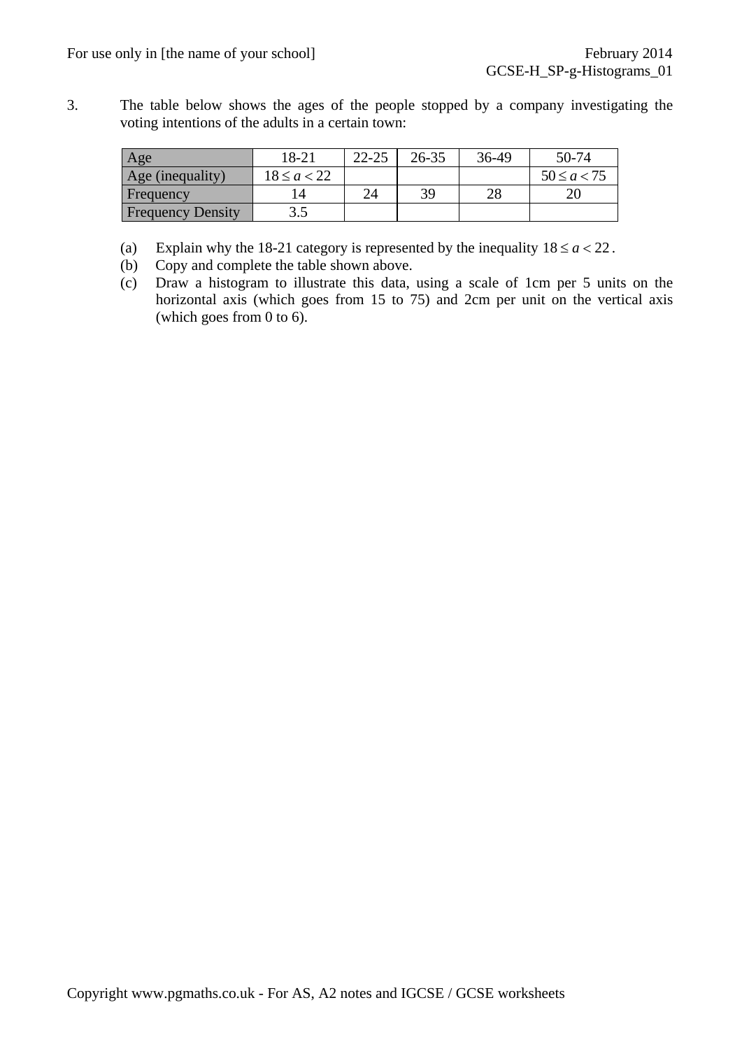3. The table below shows the ages of the people stopped by a company investigating the voting intentions of the adults in a certain town:

| Age | 18-21 | 22-25 | 26-35 | 36-49 | 50-74 |
|---|---|---|---|---|---|
| Age (inequality) | $18 \le a < 22$ | | | | $50 \le a < 75$ |
| Frequency | 14 | 24 | 39 | 28 | 20 |
| Frequency Density | 3.5 | | | | |

(a) Explain why the 18-21 category is represented by the inequality $18 \le a < 22$.

(b) Copy and complete the table shown above.

(c) Draw a histogram to illustrate this data, using a scale of 1cm per 5 units on the horizontal axis (which goes from 15 to 75) and 2cm per unit on the vertical axis (which goes from 0 to 6).